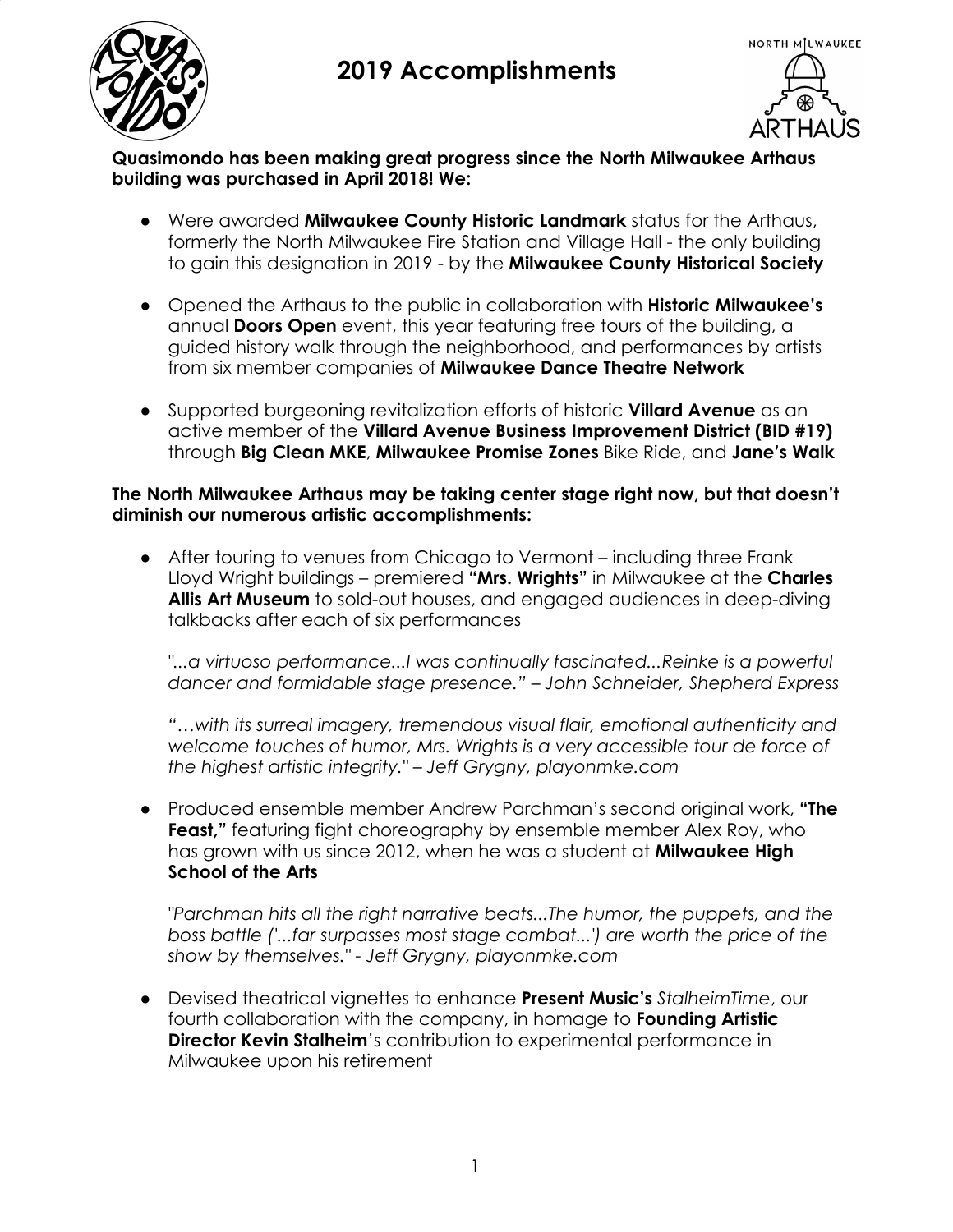# 2019 Accomplishments

**Quasimondo has been making great progress since the North Milwaukee Arthaus building was purchased in April 2018! We:**

- Were awarded **Milwaukee County Historic Landmark** status for the Arthaus, formerly the North Milwaukee Fire Station and Village Hall - the only building to gain this designation in 2019 - by the **Milwaukee County Historical Society**

- Opened the Arthaus to the public in collaboration with **Historic Milwaukee's** annual **Doors Open** event, this year featuring free tours of the building, a guided history walk through the neighborhood, and performances by artists from six member companies of **Milwaukee Dance Theatre Network**

- Supported burgeoning revitalization efforts of historic **Villard Avenue** as an active member of the **Villard Avenue Business Improvement District (BID #19)** through **Big Clean MKE**, **Milwaukee Promise Zones** Bike Ride, and **Jane's Walk**

**The North Milwaukee Arthaus may be taking center stage right now, but that doesn't diminish our numerous artistic accomplishments:**

- After touring to venues from Chicago to Vermont – including three Frank Lloyd Wright buildings – premiered **"Mrs. Wrights"** in Milwaukee at the **Charles Allis Art Museum** to sold-out houses, and engaged audiences in deep-diving talkbacks after each of six performances

  *"...a virtuoso performance...I was continually fascinated...Reinke is a powerful dancer and formidable stage presence." – John Schneider, Shepherd Express*

  *"…with its surreal imagery, tremendous visual flair, emotional authenticity and welcome touches of humor, Mrs. Wrights is a very accessible tour de force of the highest artistic integrity." – Jeff Grygny, playonmke.com*

- Produced ensemble member Andrew Parchman's second original work, **"The Feast,"** featuring fight choreography by ensemble member Alex Roy, who has grown with us since 2012, when he was a student at **Milwaukee High School of the Arts**

  *"Parchman hits all the right narrative beats...The humor, the puppets, and the boss battle ('...far surpasses most stage combat...') are worth the price of the show by themselves." - Jeff Grygny, playonmke.com*

- Devised theatrical vignettes to enhance **Present Music's** *StalheimTime*, our fourth collaboration with the company, in homage to **Founding Artistic Director Kevin Stalheim**'s contribution to experimental performance in Milwaukee upon his retirement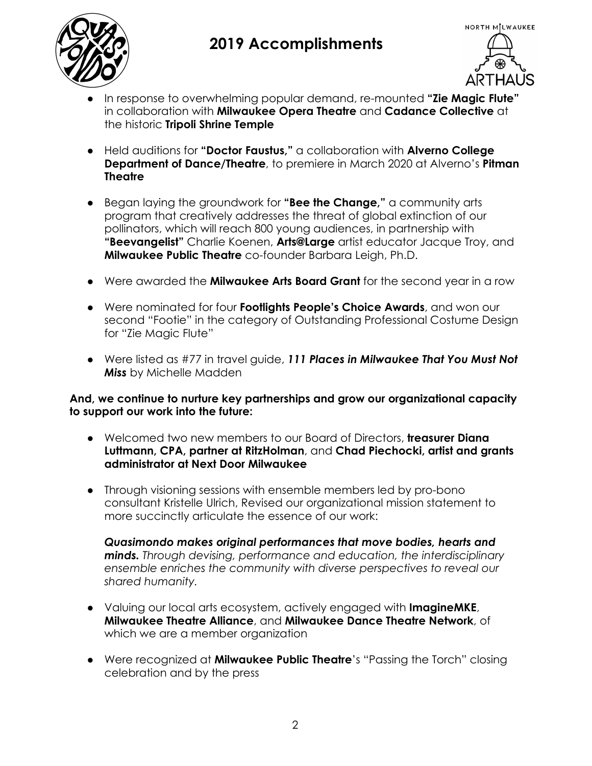# 2019 Accomplishments

- In response to overwhelming popular demand, re-mounted **"Zie Magic Flute"** in collaboration with **Milwaukee Opera Theatre** and **Cadance Collective** at the historic **Tripoli Shrine Temple**

- Held auditions for **"Doctor Faustus,"** a collaboration with **Alverno College Department of Dance/Theatre**, to premiere in March 2020 at Alverno's **Pitman Theatre**

- Began laying the groundwork for **"Bee the Change,"** a community arts program that creatively addresses the threat of global extinction of our pollinators, which will reach 800 young audiences, in partnership with **"Beevangelist"** Charlie Koenen, **Arts@Large** artist educator Jacque Troy, and **Milwaukee Public Theatre** co-founder Barbara Leigh, Ph.D.

- Were awarded the **Milwaukee Arts Board Grant** for the second year in a row

- Were nominated for four **Footlights People's Choice Awards**, and won our second "Footie" in the category of Outstanding Professional Costume Design for "Zie Magic Flute"

- Were listed as #77 in travel guide, ***111 Places in Milwaukee That You Must Not Miss*** by Michelle Madden

**And, we continue to nurture key partnerships and grow our organizational capacity to support our work into the future:**

- Welcomed two new members to our Board of Directors, **treasurer Diana Luttmann, CPA, partner at RitzHolman**, and **Chad Piechocki, artist and grants administrator at Next Door Milwaukee**

- Through visioning sessions with ensemble members led by pro-bono consultant Kristelle Ulrich, Revised our organizational mission statement to more succinctly articulate the essence of our work:

  ***Quasimondo makes original performances that move bodies, hearts and minds.*** *Through devising, performance and education, the interdisciplinary ensemble enriches the community with diverse perspectives to reveal our shared humanity.*

- Valuing our local arts ecosystem, actively engaged with **ImagineMKE**, **Milwaukee Theatre Alliance**, and **Milwaukee Dance Theatre Network**, of which we are a member organization

- Were recognized at **Milwaukee Public Theatre**'s "Passing the Torch" closing celebration and by the press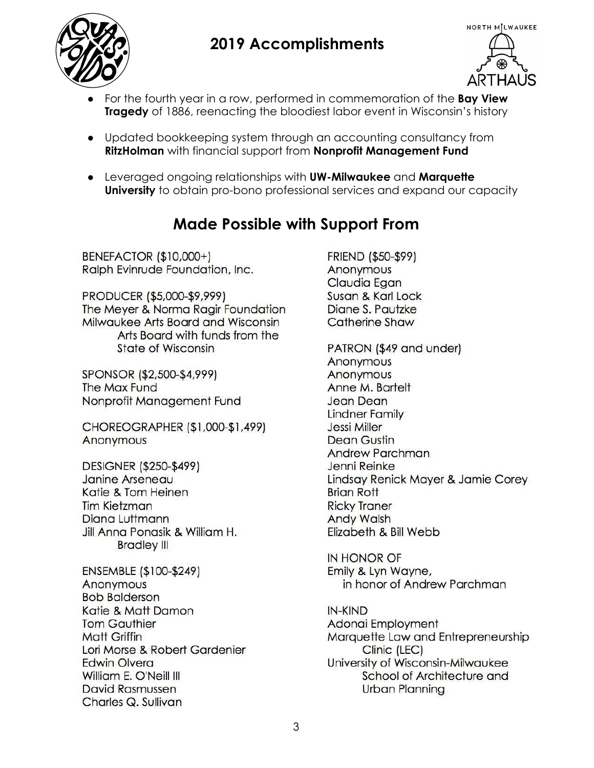## 2019 Accomplishments

- For the fourth year in a row, performed in commemoration of the **Bay View Tragedy** of 1886, reenacting the bloodiest labor event in Wisconsin's history
- Updated bookkeeping system through an accounting consultancy from **RitzHolman** with financial support from **Nonprofit Management Fund**
- Leveraged ongoing relationships with **UW-Milwaukee** and **Marquette University** to obtain pro-bono professional services and expand our capacity

## Made Possible with Support From

BENEFACTOR ($10,000+)
Ralph Evinrude Foundation, Inc.

PRODUCER ($5,000-$9,999)
The Meyer & Norma Ragir Foundation
Milwaukee Arts Board and Wisconsin Arts Board with funds from the State of Wisconsin

SPONSOR ($2,500-$4,999)
The Max Fund
Nonprofit Management Fund

CHOREOGRAPHER ($1,000-$1,499)
Anonymous

DESIGNER ($250-$499)
Janine Arseneau
Katie & Tom Heinen
Tim Kietzman
Diana Luttmann
Jill Anna Ponasik & William H. Bradley III

ENSEMBLE ($100-$249)
Anonymous
Bob Balderson
Katie & Matt Damon
Tom Gauthier
Matt Griffin
Lori Morse & Robert Gardenier
Edwin Olvera
William E. O'Neill III
David Rasmussen
Charles Q. Sullivan

FRIEND ($50-$99)
Anonymous
Claudia Egan
Susan & Karl Lock
Diane S. Pautzke
Catherine Shaw

PATRON ($49 and under)
Anonymous
Anonymous
Anne M. Bartelt
Jean Dean
Lindner Family
Jessi Miller
Dean Gustin
Andrew Parchman
Jenni Reinke
Lindsay Renick Mayer & Jamie Corey
Brian Rott
Ricky Traner
Andy Walsh
Elizabeth & Bill Webb

IN HONOR OF
Emily & Lyn Wayne, in honor of Andrew Parchman

IN-KIND
Adonai Employment
Marquette Law and Entrepreneurship Clinic (LEC)
University of Wisconsin-Milwaukee School of Architecture and Urban Planning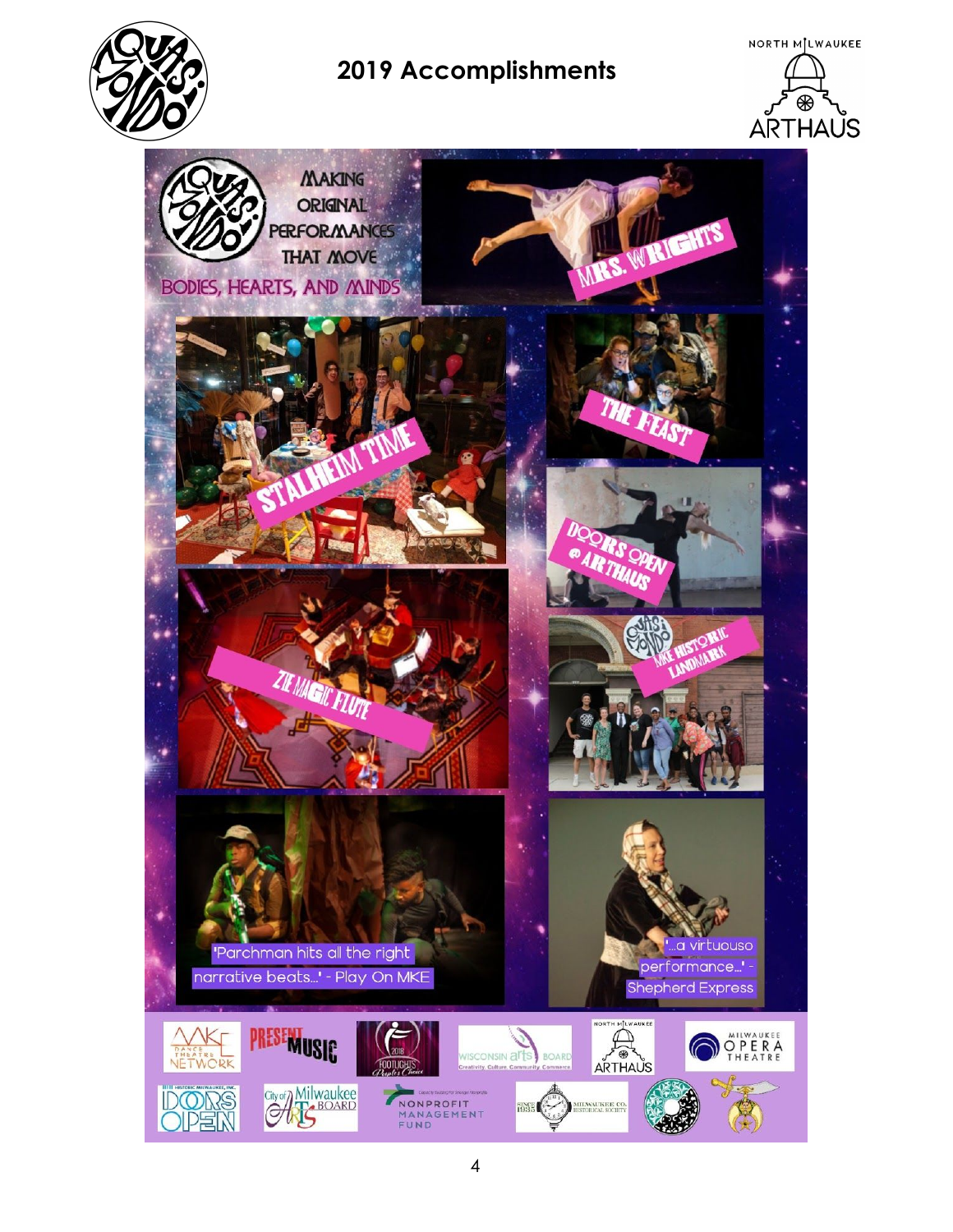# 2019 Accomplishments

MAKING ORIGINAL PERFORMANCES THAT MOVE BODIES, HEARTS, AND MINDS

MRS. WRIGHTS

STALHEIM TIME

THE FEAST

DOORS OPEN @ ARTHAUS

ZIE MAGIC FLUTE

MKE HISTORIC LANDMARK

'Parchman hits all the right narrative beats...' - Play On MKE

'...a virtuoso performance...' - Shepherd Express